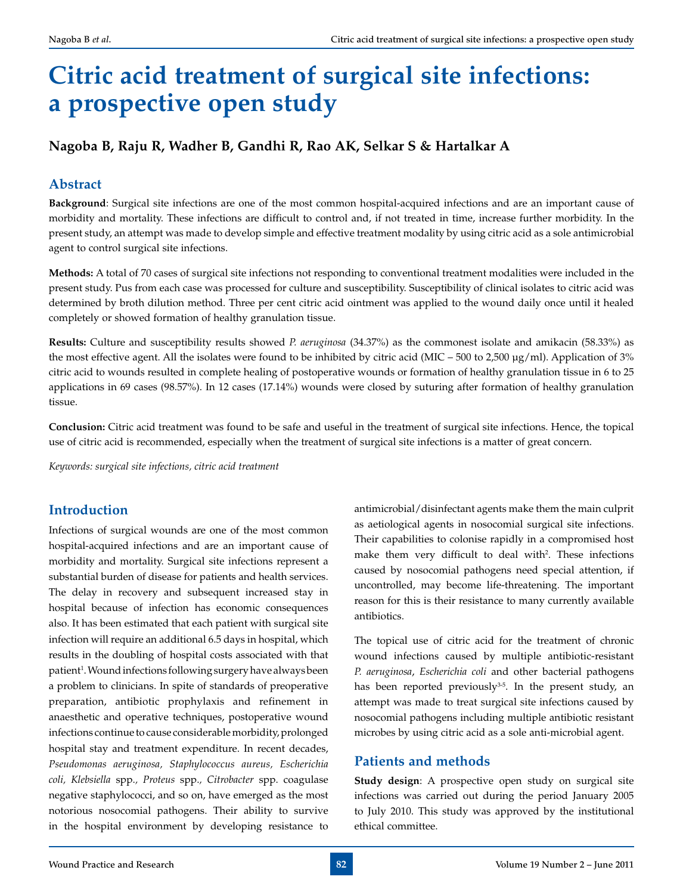# Citric acid treatment of surgical site infections: a prospective open study

**Nagoba B, Raju R, Wadher B, Gandhi R, Rao AK, Selkar S & Hartalkar A**

## Abstract

**Background**: Surgical site infections are one of the most common hospital-acquired infections and are an important cause of morbidity and mortality. These infections are difficult to control and, if not treated in time, increase further morbidity. In the present study, an attempt was made to develop simple and effective treatment modality by using citric acid as a sole antimicrobial agent to control surgical site infections.

**Methods:** A total of 70 cases of surgical site infections not responding to conventional treatment modalities were included in the present study. Pus from each case was processed for culture and susceptibility. Susceptibility of clinical isolates to citric acid was determined by broth dilution method. Three per cent citric acid ointment was applied to the wound daily once until it healed completely or showed formation of healthy granulation tissue.

**Results:** Culture and susceptibility results showed *P. aeruginosa* (34.37%) as the commonest isolate and amikacin (58.33%) as the most effective agent. All the isolates were found to be inhibited by citric acid (MIC – 500 to 2,500 µg/ml). Application of 3% citric acid to wounds resulted in complete healing of postoperative wounds or formation of healthy granulation tissue in 6 to 25 applications in 69 cases (98.57%). In 12 cases (17.14%) wounds were closed by suturing after formation of healthy granulation tissue.

**Conclusion:** Citric acid treatment was found to be safe and useful in the treatment of surgical site infections. Hence, the topical use of citric acid is recommended, especially when the treatment of surgical site infections is a matter of great concern.

*Keywords: surgical site infections, citric acid treatment*

## Introduction

Infections of surgical wounds are one of the most common hospital-acquired infections and are an important cause of morbidity and mortality. Surgical site infections represent a substantial burden of disease for patients and health services. The delay in recovery and subsequent increased stay in hospital because of infection has economic consequences also. It has been estimated that each patient with surgical site infection will require an additional 6.5 days in hospital, which results in the doubling of hospital costs associated with that patient[1]. Wound infections following surgery have always been a problem to clinicians. In spite of standards of preoperative preparation, antibiotic prophylaxis and refinement in anaesthetic and operative techniques, postoperative wound infections continue to cause considerable morbidity, prolonged hospital stay and treatment expenditure. In recent decades, *Pseudomonas aeruginosa, Staphylococcus aureus, Escherichia coli, Klebsiella* spp., *Proteus* spp., *Citrobacter* spp. coagulase negative staphylococci, and so on, have emerged as the most notorious nosocomial pathogens. Their ability to survive in the hospital environment by developing resistance to antimicrobial/disinfectant agents make them the main culprit as aetiological agents in nosocomial surgical site infections. Their capabilities to colonise rapidly in a compromised host make them very difficult to deal with[2]. These infections caused by nosocomial pathogens need special attention, if uncontrolled, may become life-threatening. The important reason for this is their resistance to many currently available antibiotics.

The topical use of citric acid for the treatment of chronic wound infections caused by multiple antibiotic-resistant *P. aeruginosa*, *Escherichia coli* and other bacterial pathogens has been reported previously[3-5]. In the present study, an attempt was made to treat surgical site infections caused by nosocomial pathogens including multiple antibiotic resistant microbes by using citric acid as a sole anti-microbial agent.

## Patients and methods

**Study design**: A prospective open study on surgical site infections was carried out during the period January 2005 to July 2010. This study was approved by the institutional ethical committee.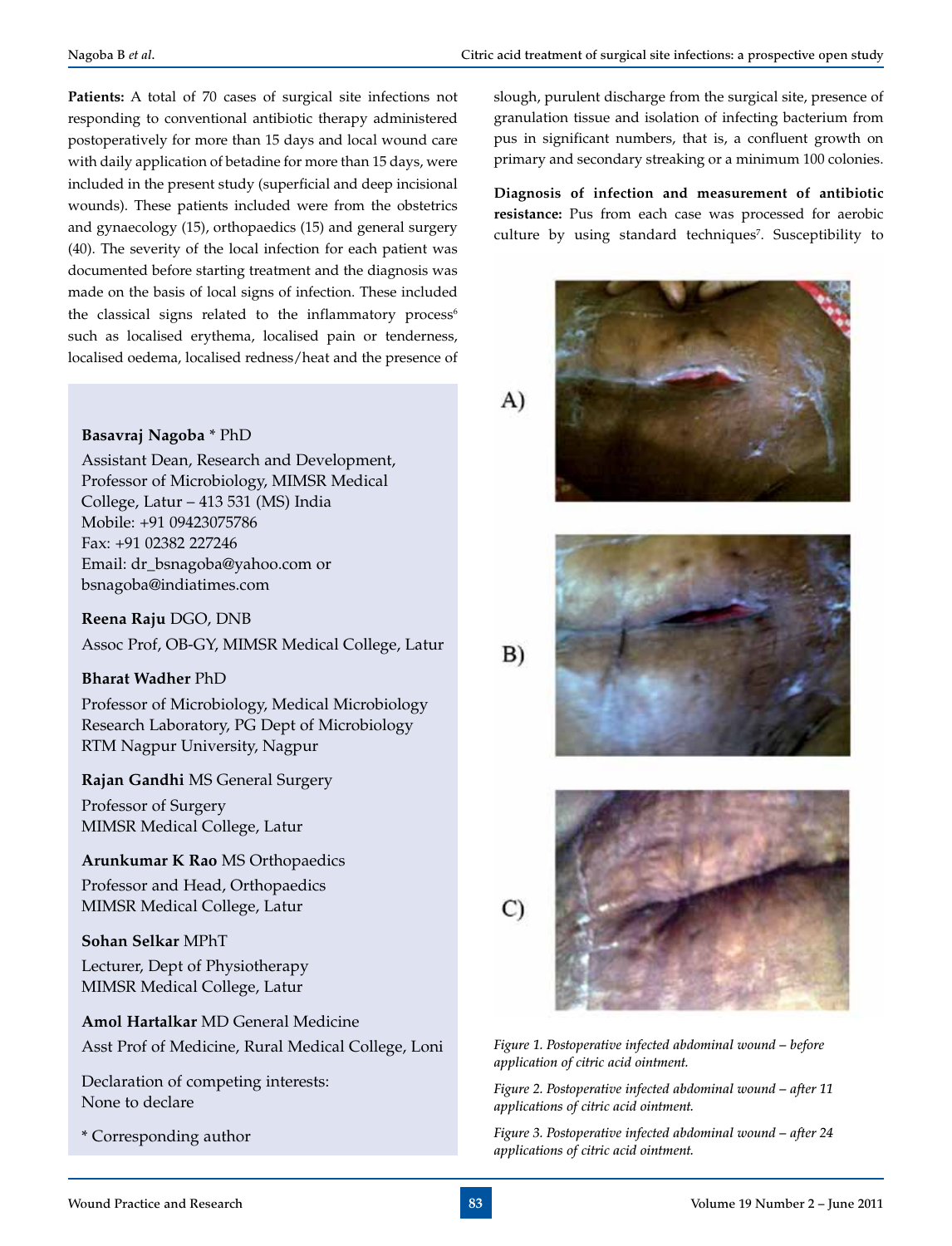**Patients:** A total of 70 cases of surgical site infections not responding to conventional antibiotic therapy administered postoperatively for more than 15 days and local wound care with daily application of betadine for more than 15 days, were included in the present study (superficial and deep incisional wounds). These patients included were from the obstetrics and gynaecology (15), orthopaedics (15) and general surgery (40). The severity of the local infection for each patient was documented before starting treatment and the diagnosis was made on the basis of local signs of infection. These included the classical signs related to the inflammatory process[6] such as localised erythema, localised pain or tenderness, localised oedema, localised redness/heat and the presence of slough, purulent discharge from the surgical site, presence of granulation tissue and isolation of infecting bacterium from pus in significant numbers, that is, a confluent growth on primary and secondary streaking or a minimum 100 colonies.

**Diagnosis of infection and measurement of antibiotic resistance:** Pus from each case was processed for aerobic culture by using standard techniques[7]. Susceptibility to

**Basavraj Nagoba** * PhD
Assistant Dean, Research and Development, Professor of Microbiology, MIMSR Medical College, Latur – 413 531 (MS) India
Mobile: +91 09423075786
Fax: +91 02382 227246
Email: dr_bsnagoba@yahoo.com or bsnagoba@indiatimes.com

**Reena Raju** DGO, DNB
Assoc Prof, OB-GY, MIMSR Medical College, Latur

**Bharat Wadher** PhD
Professor of Microbiology, Medical Microbiology Research Laboratory, PG Dept of Microbiology RTM Nagpur University, Nagpur

**Rajan Gandhi** MS General Surgery
Professor of Surgery
MIMSR Medical College, Latur

**Arunkumar K Rao** MS Orthopaedics
Professor and Head, Orthopaedics
MIMSR Medical College, Latur

**Sohan Selkar** MPhT
Lecturer, Dept of Physiotherapy
MIMSR Medical College, Latur

**Amol Hartalkar** MD General Medicine
Asst Prof of Medicine, Rural Medical College, Loni

Declaration of competing interests: None to declare

\* Corresponding author

A)

B)

C)

*Figure 1. Postoperative infected abdominal wound – before application of citric acid ointment.*

*Figure 2. Postoperative infected abdominal wound – after 11 applications of citric acid ointment.*

*Figure 3. Postoperative infected abdominal wound – after 24 applications of citric acid ointment.*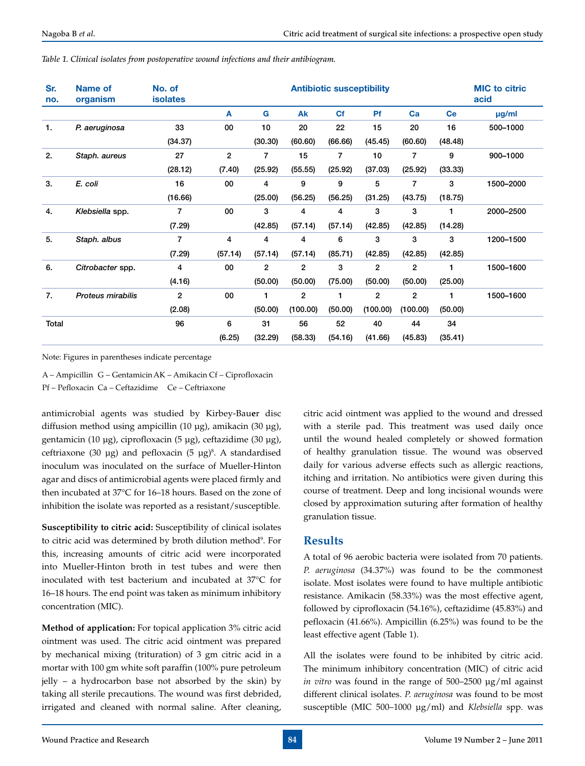*Table 1. Clinical isolates from postoperative wound infections and their antibiogram.*

| Sr. no. | Name of organism | No. of isolates | Antibiotic susceptibility | | | | | | | MIC to citric acid |
|---|---|---|---|---|---|---|---|---|---|---|
| | | | A | G | Ak | Cf | Pf | Ca | Ce | µg/ml |
| 1. | *P. aeruginosa* | 33 (34.37) | 00 | 10 (30.30) | 20 (60.60) | 22 (66.66) | 15 (45.45) | 20 (60.60) | 16 (48.48) | 500–1000 |
| 2. | *Staph. aureus* | 27 (28.12) | 2 (7.40) | 7 (25.92) | 15 (55.55) | 7 (25.92) | 10 (37.03) | 7 (25.92) | 9 (33.33) | 900–1000 |
| 3. | *E. coli* | 16 (16.66) | 00 | 4 (25.00) | 9 (56.25) | 9 (56.25) | 5 (31.25) | 7 (43.75) | 3 (18.75) | 1500–2000 |
| 4. | *Klebsiella* spp. | 7 (7.29) | 00 | 3 (42.85) | 4 (57.14) | 4 (57.14) | 3 (42.85) | 3 (42.85) | 1 (14.28) | 2000–2500 |
| 5. | *Staph. albus* | 7 (7.29) | 4 (57.14) | 4 (57.14) | 4 (57.14) | 6 (85.71) | 3 (42.85) | 3 (42.85) | 3 (42.85) | 1200–1500 |
| 6. | *Citrobacter* spp. | 4 (4.16) | 00 | 2 (50.00) | 2 (50.00) | 3 (75.00) | 2 (50.00) | 2 (50.00) | 1 (25.00) | 1500–1600 |
| 7. | *Proteus mirabilis* | 2 (2.08) | 00 | 1 (50.00) | 2 (100.00) | 1 (50.00) | 2 (100.00) | 2 (100.00) | 1 (50.00) | 1500–1600 |
| Total | | 96 | 6 (6.25) | 31 (32.29) | 56 (58.33) | 52 (54.16) | 40 (41.66) | 44 (45.83) | 34 (35.41) | |

Note: Figures in parentheses indicate percentage

A – Ampicillin G – Gentamicin AK – Amikacin Cf – Ciprofloxacin
Pf – Pefloxacin Ca – Ceftazidime Ce – Ceftriaxone

antimicrobial agents was studied by Kirbey-Bauer disc diffusion method using ampicillin (10 µg), amikacin (30 µg), gentamicin (10 µg), ciprofloxacin (5 µg), ceftazidime (30 µg), ceftriaxone (30 µg) and pefloxacin (5 µg)[8]. A standardised inoculum was inoculated on the surface of Mueller-Hinton agar and discs of antimicrobial agents were placed firmly and then incubated at 37°C for 16–18 hours. Based on the zone of inhibition the isolate was reported as a resistant/susceptible.

**Susceptibility to citric acid:** Susceptibility of clinical isolates to citric acid was determined by broth dilution method[9]. For this, increasing amounts of citric acid were incorporated into Mueller-Hinton broth in test tubes and were then inoculated with test bacterium and incubated at 37°C for 16–18 hours. The end point was taken as minimum inhibitory concentration (MIC).

**Method of application:** For topical application 3% citric acid ointment was used. The citric acid ointment was prepared by mechanical mixing (trituration) of 3 gm citric acid in a mortar with 100 gm white soft paraffin (100% pure petroleum jelly – a hydrocarbon base not absorbed by the skin) by taking all sterile precautions. The wound was first debrided, irrigated and cleaned with normal saline. After cleaning, citric acid ointment was applied to the wound and dressed with a sterile pad. This treatment was used daily once until the wound healed completely or showed formation of healthy granulation tissue. The wound was observed daily for various adverse effects such as allergic reactions, itching and irritation. No antibiotics were given during this course of treatment. Deep and long incisional wounds were closed by approximation suturing after formation of healthy granulation tissue.

## Results

A total of 96 aerobic bacteria were isolated from 70 patients. *P. aeruginosa* (34.37%) was found to be the commonest isolate. Most isolates were found to have multiple antibiotic resistance. Amikacin (58.33%) was the most effective agent, followed by ciprofloxacin (54.16%), ceftazidime (45.83%) and pefloxacin (41.66%). Ampicillin (6.25%) was found to be the least effective agent (Table 1).

All the isolates were found to be inhibited by citric acid. The minimum inhibitory concentration (MIC) of citric acid *in vitro* was found in the range of 500–2500 µg/ml against different clinical isolates. *P. aeruginosa* was found to be most susceptible (MIC 500–1000 µg/ml) and *Klebsiella* spp. was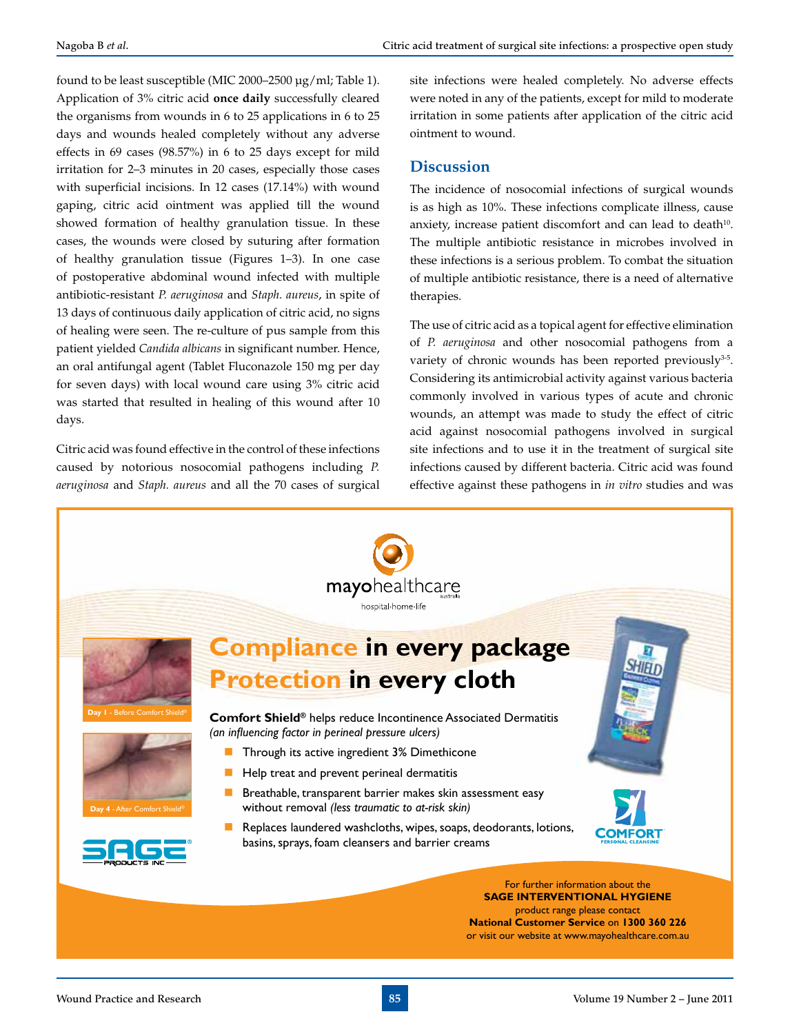found to be least susceptible (MIC 2000–2500 µg/ml; Table 1). Application of 3% citric acid **once daily** successfully cleared the organisms from wounds in 6 to 25 applications in 6 to 25 days and wounds healed completely without any adverse effects in 69 cases (98.57%) in 6 to 25 days except for mild irritation for 2–3 minutes in 20 cases, especially those cases with superficial incisions. In 12 cases (17.14%) with wound gaping, citric acid ointment was applied till the wound showed formation of healthy granulation tissue. In these cases, the wounds were closed by suturing after formation of healthy granulation tissue (Figures 1–3). In one case of postoperative abdominal wound infected with multiple antibiotic-resistant *P. aeruginosa* and *Staph. aureus*, in spite of 13 days of continuous daily application of citric acid, no signs of healing were seen. The re-culture of pus sample from this patient yielded *Candida albicans* in significant number. Hence, an oral antifungal agent (Tablet Fluconazole 150 mg per day for seven days) with local wound care using 3% citric acid was started that resulted in healing of this wound after 10 days.

Citric acid was found effective in the control of these infections caused by notorious nosocomial pathogens including *P. aeruginosa* and *Staph. aureus* and all the 70 cases of surgical site infections were healed completely. No adverse effects were noted in any of the patients, except for mild to moderate irritation in some patients after application of the citric acid ointment to wound.

## Discussion

The incidence of nosocomial infections of surgical wounds is as high as 10%. These infections complicate illness, cause anxiety, increase patient discomfort and can lead to death[10]. The multiple antibiotic resistance in microbes involved in these infections is a serious problem. To combat the situation of multiple antibiotic resistance, there is a need of alternative therapies.

The use of citric acid as a topical agent for effective elimination of *P. aeruginosa* and other nosocomial pathogens from a variety of chronic wounds has been reported previously[3-5]. Considering its antimicrobial activity against various bacteria commonly involved in various types of acute and chronic wounds, an attempt was made to study the effect of citric acid against nosocomial pathogens involved in surgical site infections and to use it in the treatment of surgical site infections caused by different bacteria. Citric acid was found effective against these pathogens in *in vitro* studies and was

---

mayohealthcare australia
hospital·home·life

# Compliance in every package
# Protection in every cloth

Day 1 - Before Comfort Shield®

Day 4 - After Comfort Shield®

**Comfort Shield®** helps reduce Incontinence Associated Dermatitis
*(an influencing factor in perineal pressure ulcers)*

- Through its active ingredient 3% Dimethicone
- Help treat and prevent perineal dermatitis
- Breathable, transparent barrier makes skin assessment easy without removal *(less traumatic to at-risk skin)*
- Replaces laundered washcloths, wipes, soaps, deodorants, lotions, basins, sprays, foam cleansers and barrier creams

SAGE PRODUCTS INC

COMFORT PERSONAL CLEANSING

For further information about the
**SAGE INTERVENTIONAL HYGIENE**
product range please contact
**National Customer Service** on **1300 360 226**
or visit our website at www.mayohealthcare.com.au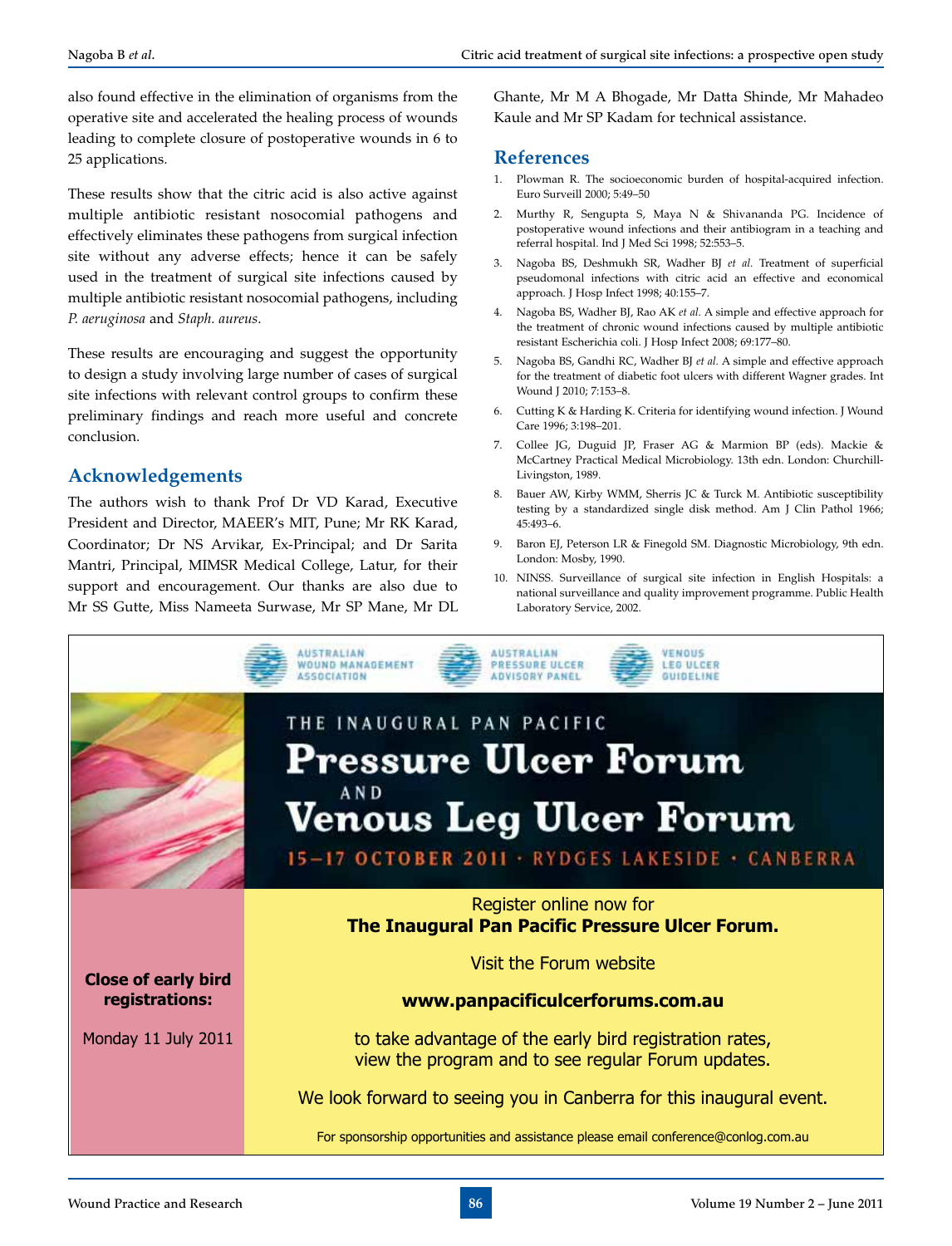also found effective in the elimination of organisms from the operative site and accelerated the healing process of wounds leading to complete closure of postoperative wounds in 6 to 25 applications.

These results show that the citric acid is also active against multiple antibiotic resistant nosocomial pathogens and effectively eliminates these pathogens from surgical infection site without any adverse effects; hence it can be safely used in the treatment of surgical site infections caused by multiple antibiotic resistant nosocomial pathogens, including *P. aeruginosa* and *Staph. aureus*.

These results are encouraging and suggest the opportunity to design a study involving large number of cases of surgical site infections with relevant control groups to confirm these preliminary findings and reach more useful and concrete conclusion.

## Acknowledgements

The authors wish to thank Prof Dr VD Karad, Executive President and Director, MAEER's MIT, Pune; Mr RK Karad, Coordinator; Dr NS Arvikar, Ex-Principal; and Dr Sarita Mantri, Principal, MIMSR Medical College, Latur, for their support and encouragement. Our thanks are also due to Mr SS Gutte, Miss Nameeta Surwase, Mr SP Mane, Mr DL Ghante, Mr M A Bhogade, Mr Datta Shinde, Mr Mahadeo Kaule and Mr SP Kadam for technical assistance.

## References

1. Plowman R. The socioeconomic burden of hospital-acquired infection. Euro Surveill 2000; 5:49–50
2. Murthy R, Sengupta S, Maya N & Shivananda PG. Incidence of postoperative wound infections and their antibiogram in a teaching and referral hospital. Ind J Med Sci 1998; 52:553–5.
3. Nagoba BS, Deshmukh SR, Wadher BJ *et al*. Treatment of superficial pseudomonal infections with citric acid an effective and economical approach. J Hosp Infect 1998; 40:155–7.
4. Nagoba BS, Wadher BJ, Rao AK *et al*. A simple and effective approach for the treatment of chronic wound infections caused by multiple antibiotic resistant Escherichia coli. J Hosp Infect 2008; 69:177–80.
5. Nagoba BS, Gandhi RC, Wadher BJ *et al*. A simple and effective approach for the treatment of diabetic foot ulcers with different Wagner grades. Int Wound J 2010; 7:153–8.
6. Cutting K & Harding K. Criteria for identifying wound infection. J Wound Care 1996; 3:198–201.
7. Collee JG, Duguid JP, Fraser AG & Marmion BP (eds). Mackie & McCartney Practical Medical Microbiology. 13th edn. London: Churchill-Livingston, 1989.
8. Bauer AW, Kirby WMM, Sherris JC & Turck M. Antibiotic susceptibility testing by a standardized single disk method. Am J Clin Pathol 1966; 45:493–6.
9. Baron EJ, Peterson LR & Finegold SM. Diagnostic Microbiology, 9th edn. London: Mosby, 1990.
10. NINSS. Surveillance of surgical site infection in English Hospitals: a national surveillance and quality improvement programme. Public Health Laboratory Service, 2002.

AUSTRALIAN WOUND MANAGEMENT ASSOCIATION

AUSTRALIAN PRESSURE ULCER ADVISORY PANEL

VENOUS LEG ULCER GUIDELINE

THE INAUGURAL PAN PACIFIC

**Pressure Ulcer Forum**

AND

**Venous Leg Ulcer Forum**

15–17 OCTOBER 2011 · RYDGES LAKESIDE · CANBERRA

**Close of early bird registrations:**

Monday 11 July 2011

Register online now for
**The Inaugural Pan Pacific Pressure Ulcer Forum.**

Visit the Forum website

**www.panpacificulcerforums.com.au**

to take advantage of the early bird registration rates, view the program and to see regular Forum updates.

We look forward to seeing you in Canberra for this inaugural event.

For sponsorship opportunities and assistance please email conference@conlog.com.au